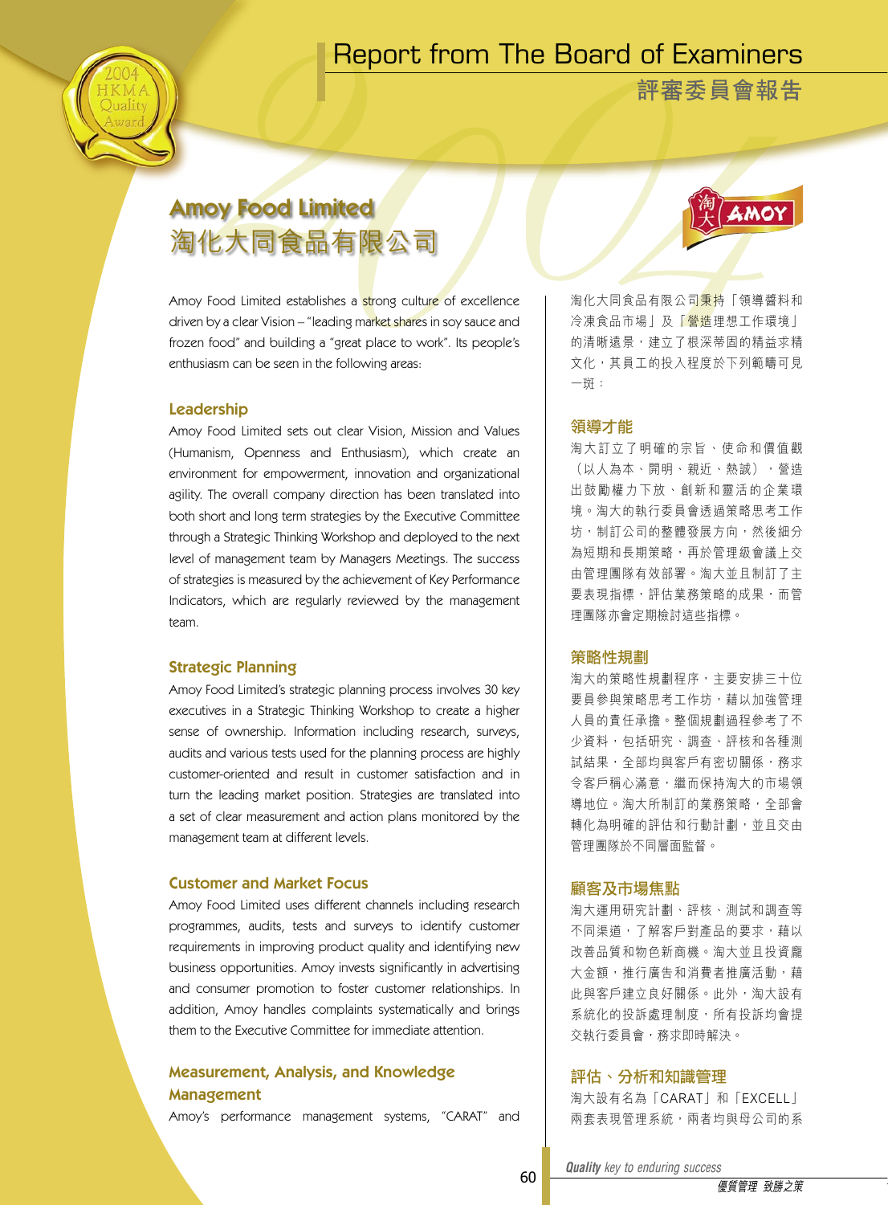# Report from The Board of Examiners

# 評審委員會報告

## Amoy Food Limited
## 淘化大同食品有限公司

Amoy Food Limited establishes a strong culture of excellence driven by a clear Vision – "leading market shares in soy sauce and frozen food" and building a "great place to work". Its people's enthusiasm can be seen in the following areas:

### Leadership

Amoy Food Limited sets out clear Vision, Mission and Values (Humanism, Openness and Enthusiasm), which create an environment for empowerment, innovation and organizational agility. The overall company direction has been translated into both short and long term strategies by the Executive Committee through a Strategic Thinking Workshop and deployed to the next level of management team by Managers Meetings. The success of strategies is measured by the achievement of Key Performance Indicators, which are regularly reviewed by the management team.

### Strategic Planning

Amoy Food Limited's strategic planning process involves 30 key executives in a Strategic Thinking Workshop to create a higher sense of ownership. Information including research, surveys, audits and various tests used for the planning process are highly customer-oriented and result in customer satisfaction and in turn the leading market position. Strategies are translated into a set of clear measurement and action plans monitored by the management team at different levels.

### Customer and Market Focus

Amoy Food Limited uses different channels including research programmes, audits, tests and surveys to identify customer requirements in improving product quality and identifying new business opportunities. Amoy invests significantly in advertising and consumer promotion to foster customer relationships. In addition, Amoy handles complaints systematically and brings them to the Executive Committee for immediate attention.

### Measurement, Analysis, and Knowledge Management

Amoy's performance management systems, "CARAT" and

淘化大同食品有限公司秉持「領導醬料和冷凍食品市場」及「營造理想工作環境」的清晰遠景，建立了根深蒂固的精益求精文化，其員工的投入程度於下列範疇可見一斑：

### 領導才能

淘大訂立了明確的宗旨、使命和價值觀（以人為本、開明、親近、熱誠），營造出鼓勵權力下放、創新和靈活的企業環境。淘大的執行委員會透過策略思考工作坊，制訂公司的整體發展方向，然後細分為短期和長期策略，再於管理級會議上交由管理團隊有效部署。淘大並且制訂了主要表現指標，評估業務策略的成果，而管理團隊亦會定期檢討這些指標。

### 策略性規劃

淘大的策略性規劃程序，主要安排三十位要員參與策略思考工作坊，藉以加強管理人員的責任承擔。整個規劃過程參考了不少資料，包括研究、調查、評核和各種測試結果，全部均與客戶有密切關係，務求令客戶稱心滿意，繼而保持淘大的市場領導地位。淘大所制訂的業務策略，全部會轉化為明確的評估和行動計劃，並且交由管理團隊於不同層面監督。

### 顧客及市場焦點

淘大運用研究計劃、評核、測試和調查等不同渠道，了解客戶對產品的要求，藉以改善品質和物色新商機。淘大並且投資龐大金額，推行廣告和消費者推廣活動，藉此與客戶建立良好關係。此外，淘大設有系統化的投訴處理制度，所有投訴均會提交執行委員會，務求即時解決。

### 評估、分析和知識管理

淘大設有名為「CARAT」和「EXCELL」兩套表現管理系統，兩者均與母公司的系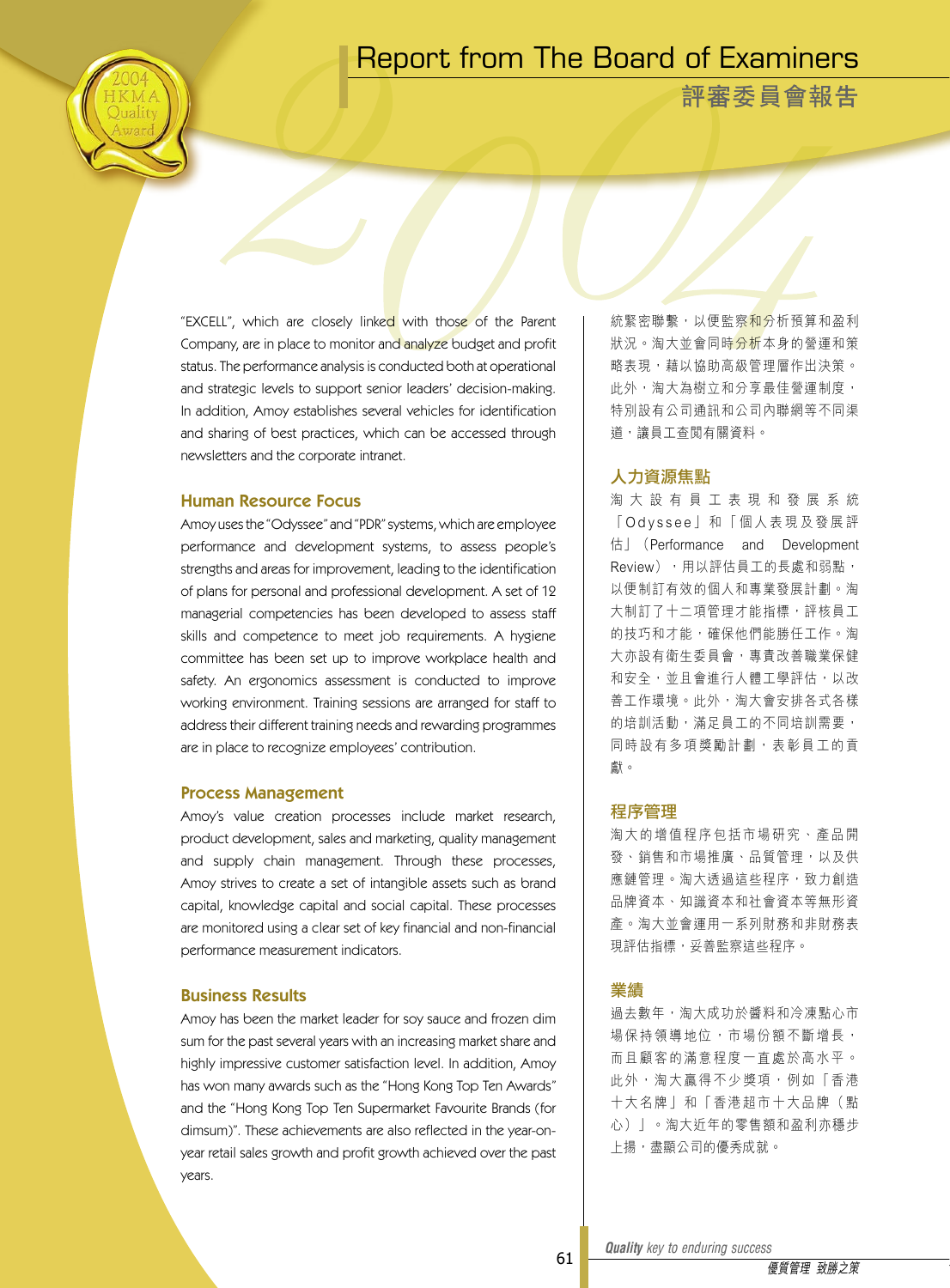"EXCELL", which are closely linked with those of the Parent Company, are in place to monitor and analyze budget and profit status. The performance analysis is conducted both at operational and strategic levels to support senior leaders' decision-making. In addition, Amoy establishes several vehicles for identification and sharing of best practices, which can be accessed through newsletters and the corporate intranet.

### Human Resource Focus

Amoy uses the "Odyssee" and "PDR" systems, which are employee performance and development systems, to assess people's strengths and areas for improvement, leading to the identification of plans for personal and professional development. A set of 12 managerial competencies has been developed to assess staff skills and competence to meet job requirements. A hygiene committee has been set up to improve workplace health and safety. An ergonomics assessment is conducted to improve working environment. Training sessions are arranged for staff to address their different training needs and rewarding programmes are in place to recognize employees' contribution.

### Process Management

Amoy's value creation processes include market research, product development, sales and marketing, quality management and supply chain management. Through these processes, Amoy strives to create a set of intangible assets such as brand capital, knowledge capital and social capital. These processes are monitored using a clear set of key financial and non-financial performance measurement indicators.

### Business Results

Amoy has been the market leader for soy sauce and frozen dim sum for the past several years with an increasing market share and highly impressive customer satisfaction level. In addition, Amoy has won many awards such as the "Hong Kong Top Ten Awards" and the "Hong Kong Top Ten Supermarket Favourite Brands (for dimsum)". These achievements are also reflected in the year-on-year retail sales growth and profit growth achieved over the past years.

統緊密聯繫，以便監察和分析預算和盈利狀況。淘大並會同時分析本身的營運和策略表現，藉以協助高級管理層作出決策。此外，淘大為樹立和分享最佳營運制度，特別設有公司通訊和公司內聯網等不同渠道，讓員工查閱有關資料。

### 人力資源焦點

淘大設有員工表現和發展系統「Odyssee」和「個人表現及發展評估」(Performance and Development Review)，用以評估員工的長處和弱點，以便制訂有效的個人和專業發展計劃。淘大制訂了十二項管理才能指標，評核員工的技巧和才能，確保他們能勝任工作。淘大亦設有衛生委員會，專責改善職業保健和安全，並且會進行人體工學評估，以改善工作環境。此外，淘大會安排各式各樣的培訓活動，滿足員工的不同培訓需要，同時設有多項獎勵計劃，表彰員工的貢獻。

### 程序管理

淘大的增值程序包括市場研究、產品開發、銷售和市場推廣、品質管理，以及供應鏈管理。淘大透過這些程序，致力創造品牌資本、知識資本和社會資本等無形資產。淘大並會運用一系列財務和非財務表現評估指標，妥善監察這些程序。

### 業績

過去數年，淘大成功於醬料和冷凍點心市場保持領導地位，市場份額不斷增長，而且顧客的滿意程度一直處於高水平。此外，淘大贏得不少獎項，例如「香港十大名牌」和「香港超市十大品牌（點心）」。淘大近年的零售額和盈利亦穩步上揚，盡顯公司的優秀成就。